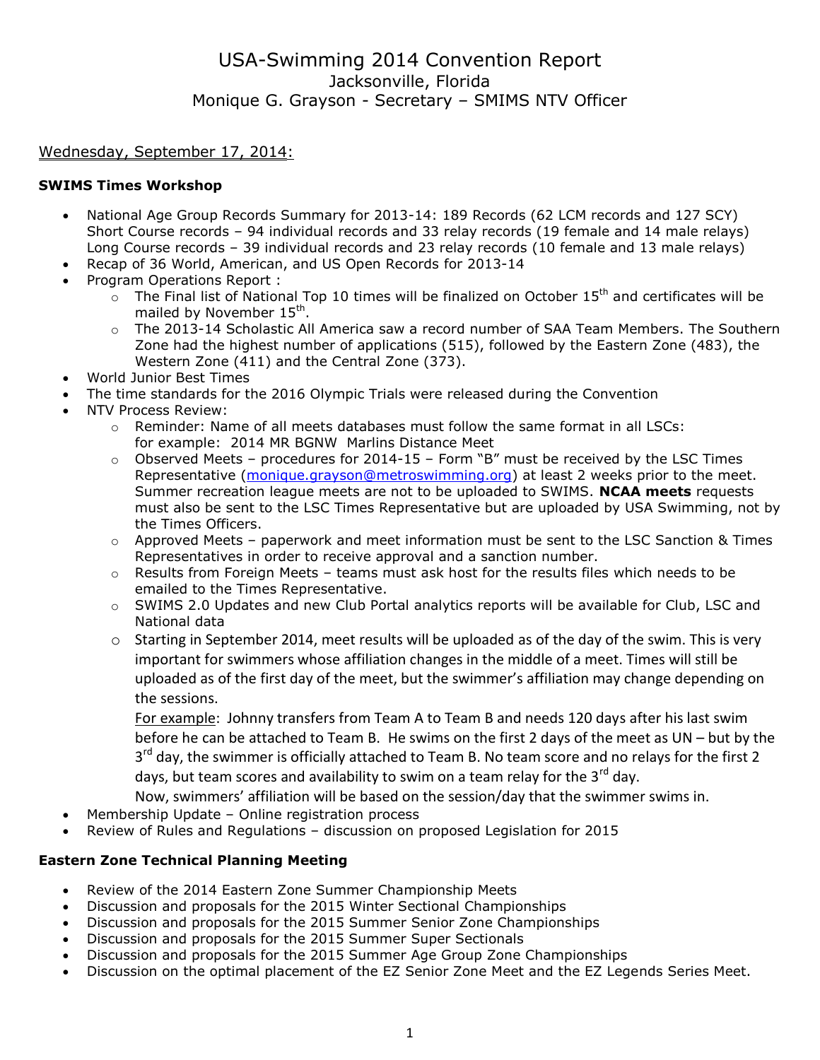# USA-Swimming 2014 Convention Report

## Jacksonville, Florida

## Monique G. Grayson - Secretary – SMIMS NTV Officer

<u>Wednesday, September 17, 2014:</u>

### SWIMS Times Workshop

- National Age Group Records Summary for 2013-14: 189 Records (62 LCM records and 127 SCY)
  Short Course records – 94 individual records and 33 relay records (19 female and 14 male relays)
  Long Course records – 39 individual records and 23 relay records (10 female and 13 male relays)
- Recap of 36 World, American, and US Open Records for 2013-14
- Program Operations Report :
  - The Final list of National Top 10 times will be finalized on October 15th and certificates will be mailed by November 15th.
  - The 2013-14 Scholastic All America saw a record number of SAA Team Members. The Southern Zone had the highest number of applications (515), followed by the Eastern Zone (483), the Western Zone (411) and the Central Zone (373).
- World Junior Best Times
- The time standards for the 2016 Olympic Trials were released during the Convention
- NTV Process Review:
  - Reminder: Name of all meets databases must follow the same format in all LSCs:
    for example: 2014 MR BGNW Marlins Distance Meet
  - Observed Meets – procedures for 2014-15 – Form "B" must be received by the LSC Times Representative (monique.grayson@metroswimming.org) at least 2 weeks prior to the meet. Summer recreation league meets are not to be uploaded to SWIMS. **NCAA meets** requests must also be sent to the LSC Times Representative but are uploaded by USA Swimming, not by the Times Officers.
  - Approved Meets – paperwork and meet information must be sent to the LSC Sanction & Times Representatives in order to receive approval and a sanction number.
  - Results from Foreign Meets – teams must ask host for the results files which needs to be emailed to the Times Representative.
  - SWIMS 2.0 Updates and new Club Portal analytics reports will be available for Club, LSC and National data
  - Starting in September 2014, meet results will be uploaded as of the day of the swim. This is very important for swimmers whose affiliation changes in the middle of a meet. Times will still be uploaded as of the first day of the meet, but the swimmer's affiliation may change depending on the sessions.

    <u>For example</u>: Johnny transfers from Team A to Team B and needs 120 days after his last swim before he can be attached to Team B. He swims on the first 2 days of the meet as UN – but by the 3rd day, the swimmer is officially attached to Team B. No team score and no relays for the first 2 days, but team scores and availability to swim on a team relay for the 3rd day.

    Now, swimmers' affiliation will be based on the session/day that the swimmer swims in.
- Membership Update – Online registration process
- Review of Rules and Regulations – discussion on proposed Legislation for 2015

### Eastern Zone Technical Planning Meeting

- Review of the 2014 Eastern Zone Summer Championship Meets
- Discussion and proposals for the 2015 Winter Sectional Championships
- Discussion and proposals for the 2015 Summer Senior Zone Championships
- Discussion and proposals for the 2015 Summer Super Sectionals
- Discussion and proposals for the 2015 Summer Age Group Zone Championships
- Discussion on the optimal placement of the EZ Senior Zone Meet and the EZ Legends Series Meet.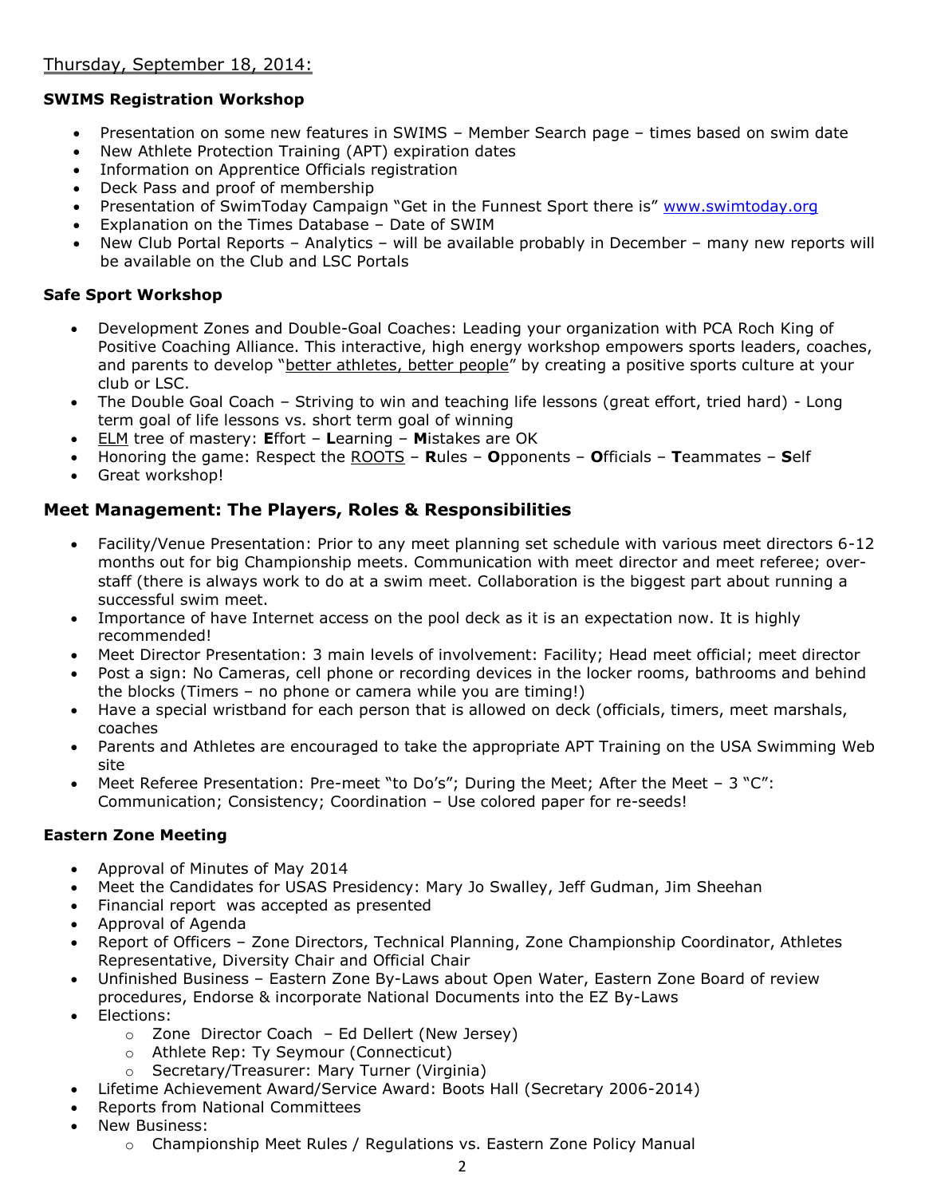Thursday, September 18, 2014:

**SWIMS Registration Workshop**

- Presentation on some new features in SWIMS – Member Search page – times based on swim date
- New Athlete Protection Training (APT) expiration dates
- Information on Apprentice Officials registration
- Deck Pass and proof of membership
- Presentation of SwimToday Campaign "Get in the Funnest Sport there is" www.swimtoday.org
- Explanation on the Times Database – Date of SWIM
- New Club Portal Reports – Analytics – will be available probably in December – many new reports will be available on the Club and LSC Portals

**Safe Sport Workshop**

- Development Zones and Double-Goal Coaches: Leading your organization with PCA Roch King of Positive Coaching Alliance. This interactive, high energy workshop empowers sports leaders, coaches, and parents to develop "better athletes, better people" by creating a positive sports culture at your club or LSC.
- The Double Goal Coach – Striving to win and teaching life lessons (great effort, tried hard) - Long term goal of life lessons vs. short term goal of winning
- ELM tree of mastery: **E**ffort – **L**earning – **M**istakes are OK
- Honoring the game: Respect the ROOTS – **R**ules – **O**pponents – **O**fficials – **T**eammates – **S**elf
- Great workshop!

## Meet Management: The Players, Roles & Responsibilities

- Facility/Venue Presentation: Prior to any meet planning set schedule with various meet directors 6-12 months out for big Championship meets. Communication with meet director and meet referee; over-staff (there is always work to do at a swim meet. Collaboration is the biggest part about running a successful swim meet.
- Importance of have Internet access on the pool deck as it is an expectation now. It is highly recommended!
- Meet Director Presentation: 3 main levels of involvement: Facility; Head meet official; meet director
- Post a sign: No Cameras, cell phone or recording devices in the locker rooms, bathrooms and behind the blocks (Timers – no phone or camera while you are timing!)
- Have a special wristband for each person that is allowed on deck (officials, timers, meet marshals, coaches
- Parents and Athletes are encouraged to take the appropriate APT Training on the USA Swimming Web site
- Meet Referee Presentation: Pre-meet "to Do's"; During the Meet; After the Meet – 3 "C": Communication; Consistency; Coordination – Use colored paper for re-seeds!

**Eastern Zone Meeting**

- Approval of Minutes of May 2014
- Meet the Candidates for USAS Presidency: Mary Jo Swalley, Jeff Gudman, Jim Sheehan
- Financial report was accepted as presented
- Approval of Agenda
- Report of Officers – Zone Directors, Technical Planning, Zone Championship Coordinator, Athletes Representative, Diversity Chair and Official Chair
- Unfinished Business – Eastern Zone By-Laws about Open Water, Eastern Zone Board of review procedures, Endorse & incorporate National Documents into the EZ By-Laws
- Elections:
  - Zone Director Coach – Ed Dellert (New Jersey)
  - Athlete Rep: Ty Seymour (Connecticut)
  - Secretary/Treasurer: Mary Turner (Virginia)
- Lifetime Achievement Award/Service Award: Boots Hall (Secretary 2006-2014)
- Reports from National Committees
- New Business:
  - Championship Meet Rules / Regulations vs. Eastern Zone Policy Manual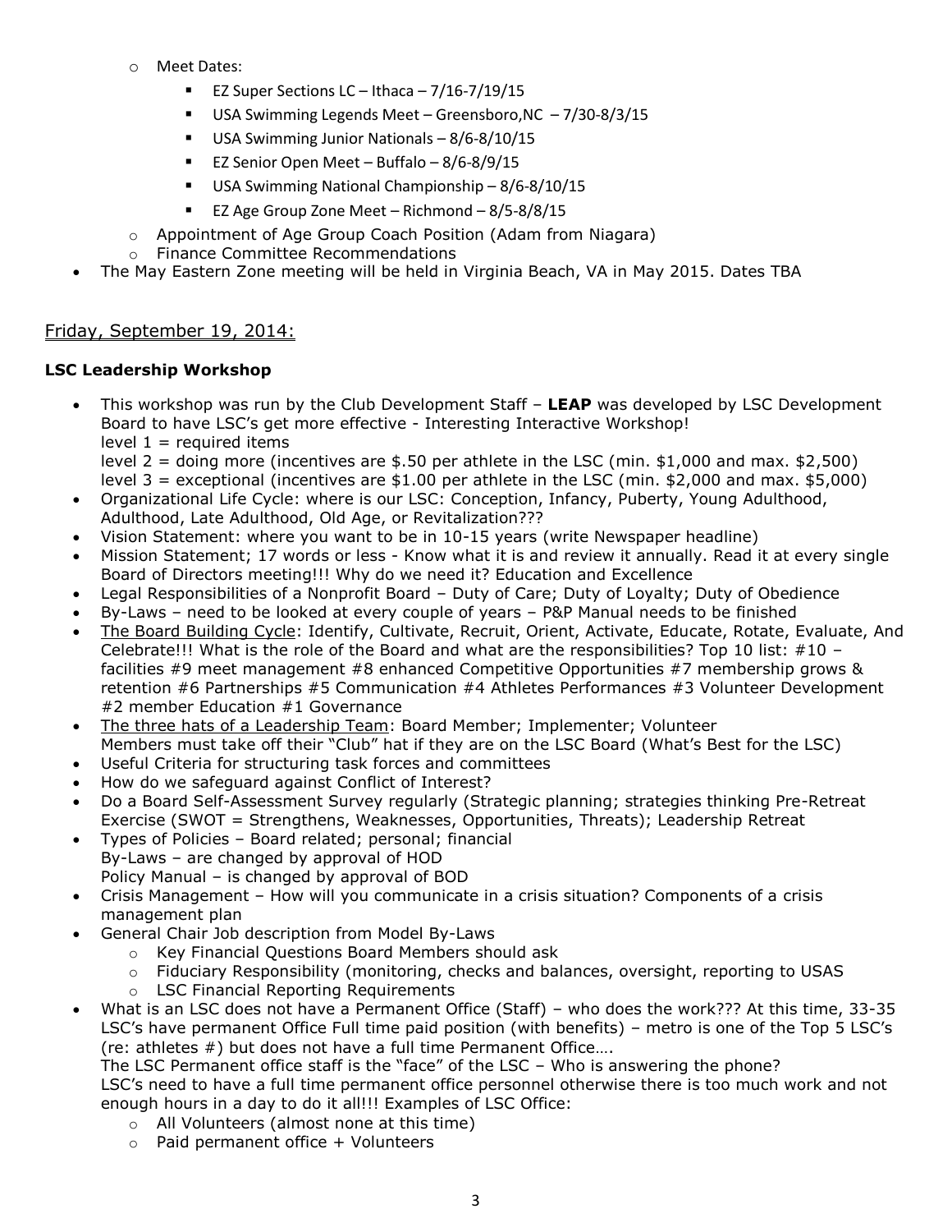- Meet Dates:
    - EZ Super Sections LC – Ithaca – 7/16-7/19/15
    - USA Swimming Legends Meet – Greensboro,NC – 7/30-8/3/15
    - USA Swimming Junior Nationals – 8/6-8/10/15
    - EZ Senior Open Meet – Buffalo – 8/6-8/9/15
    - USA Swimming National Championship – 8/6-8/10/15
    - EZ Age Group Zone Meet – Richmond – 8/5-8/8/15
  - Appointment of Age Group Coach Position (Adam from Niagara)
  - Finance Committee Recommendations
- The May Eastern Zone meeting will be held in Virginia Beach, VA in May 2015. Dates TBA

<u>Friday, September 19, 2014:</u>

**LSC Leadership Workshop**

- This workshop was run by the Club Development Staff – **LEAP** was developed by LSC Development Board to have LSC's get more effective - Interesting Interactive Workshop!
  level 1 = required items
  level 2 = doing more (incentives are $.50 per athlete in the LSC (min. $1,000 and max. $2,500)
  level 3 = exceptional (incentives are $1.00 per athlete in the LSC (min. $2,000 and max. $5,000)
- Organizational Life Cycle: where is our LSC: Conception, Infancy, Puberty, Young Adulthood, Adulthood, Late Adulthood, Old Age, or Revitalization???
- Vision Statement: where you want to be in 10-15 years (write Newspaper headline)
- Mission Statement; 17 words or less - Know what it is and review it annually. Read it at every single Board of Directors meeting!!! Why do we need it? Education and Excellence
- Legal Responsibilities of a Nonprofit Board – Duty of Care; Duty of Loyalty; Duty of Obedience
- By-Laws – need to be looked at every couple of years – P&P Manual needs to be finished
- <u>The Board Building Cycle</u>: Identify, Cultivate, Recruit, Orient, Activate, Educate, Rotate, Evaluate, And Celebrate!!! What is the role of the Board and what are the responsibilities? Top 10 list: #10 – facilities #9 meet management #8 enhanced Competitive Opportunities #7 membership grows & retention #6 Partnerships #5 Communication #4 Athletes Performances #3 Volunteer Development #2 member Education #1 Governance
- <u>The three hats of a Leadership Team</u>: Board Member; Implementer; Volunteer
  Members must take off their "Club" hat if they are on the LSC Board (What's Best for the LSC)
- Useful Criteria for structuring task forces and committees
- How do we safeguard against Conflict of Interest?
- Do a Board Self-Assessment Survey regularly (Strategic planning; strategies thinking Pre-Retreat Exercise (SWOT = Strengthens, Weaknesses, Opportunities, Threats); Leadership Retreat
- Types of Policies – Board related; personal; financial
  By-Laws – are changed by approval of HOD
  Policy Manual – is changed by approval of BOD
- Crisis Management – How will you communicate in a crisis situation? Components of a crisis management plan
- General Chair Job description from Model By-Laws
  - Key Financial Questions Board Members should ask
  - Fiduciary Responsibility (monitoring, checks and balances, oversight, reporting to USAS
  - LSC Financial Reporting Requirements
- What is an LSC does not have a Permanent Office (Staff) – who does the work??? At this time, 33-35 LSC's have permanent Office Full time paid position (with benefits) – metro is one of the Top 5 LSC's (re: athletes #) but does not have a full time Permanent Office….
  The LSC Permanent office staff is the "face" of the LSC – Who is answering the phone?
  LSC's need to have a full time permanent office personnel otherwise there is too much work and not enough hours in a day to do it all!!! Examples of LSC Office:
  - All Volunteers (almost none at this time)
  - Paid permanent office + Volunteers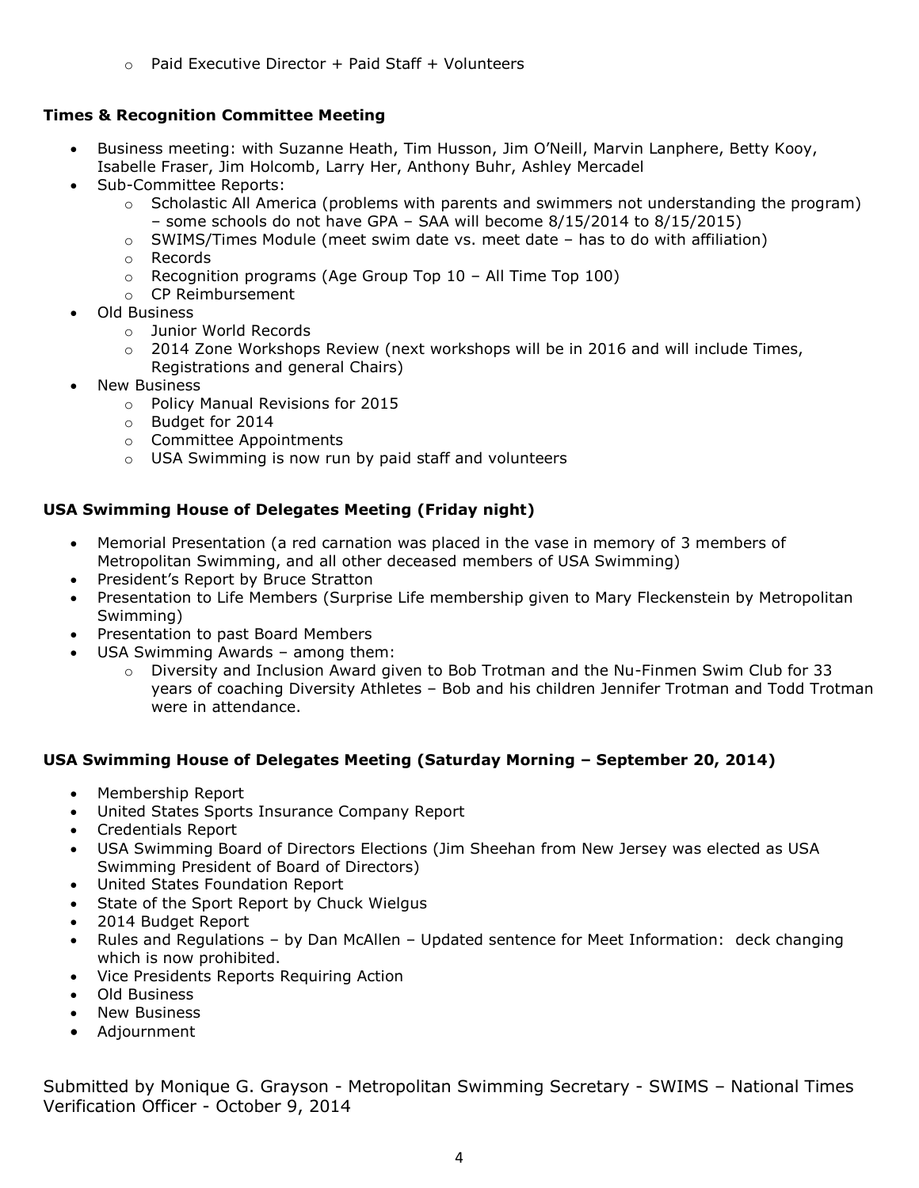- Paid Executive Director + Paid Staff + Volunteers

**Times & Recognition Committee Meeting**

- Business meeting: with Suzanne Heath, Tim Husson, Jim O'Neill, Marvin Lanphere, Betty Kooy, Isabelle Fraser, Jim Holcomb, Larry Her, Anthony Buhr, Ashley Mercadel
- Sub-Committee Reports:
  - Scholastic All America (problems with parents and swimmers not understanding the program) – some schools do not have GPA – SAA will become 8/15/2014 to 8/15/2015)
  - SWIMS/Times Module (meet swim date vs. meet date – has to do with affiliation)
  - Records
  - Recognition programs (Age Group Top 10 – All Time Top 100)
  - CP Reimbursement
- Old Business
  - Junior World Records
  - 2014 Zone Workshops Review (next workshops will be in 2016 and will include Times, Registrations and general Chairs)
- New Business
  - Policy Manual Revisions for 2015
  - Budget for 2014
  - Committee Appointments
  - USA Swimming is now run by paid staff and volunteers

**USA Swimming House of Delegates Meeting (Friday night)**

- Memorial Presentation (a red carnation was placed in the vase in memory of 3 members of Metropolitan Swimming, and all other deceased members of USA Swimming)
- President's Report by Bruce Stratton
- Presentation to Life Members (Surprise Life membership given to Mary Fleckenstein by Metropolitan Swimming)
- Presentation to past Board Members
- USA Swimming Awards – among them:
  - Diversity and Inclusion Award given to Bob Trotman and the Nu-Finmen Swim Club for 33 years of coaching Diversity Athletes – Bob and his children Jennifer Trotman and Todd Trotman were in attendance.

**USA Swimming House of Delegates Meeting (Saturday Morning – September 20, 2014)**

- Membership Report
- United States Sports Insurance Company Report
- Credentials Report
- USA Swimming Board of Directors Elections (Jim Sheehan from New Jersey was elected as USA Swimming President of Board of Directors)
- United States Foundation Report
- State of the Sport Report by Chuck Wielgus
- 2014 Budget Report
- Rules and Regulations – by Dan McAllen – Updated sentence for Meet Information: deck changing which is now prohibited.
- Vice Presidents Reports Requiring Action
- Old Business
- New Business
- Adjournment

Submitted by Monique G. Grayson - Metropolitan Swimming Secretary - SWIMS – National Times Verification Officer - October 9, 2014